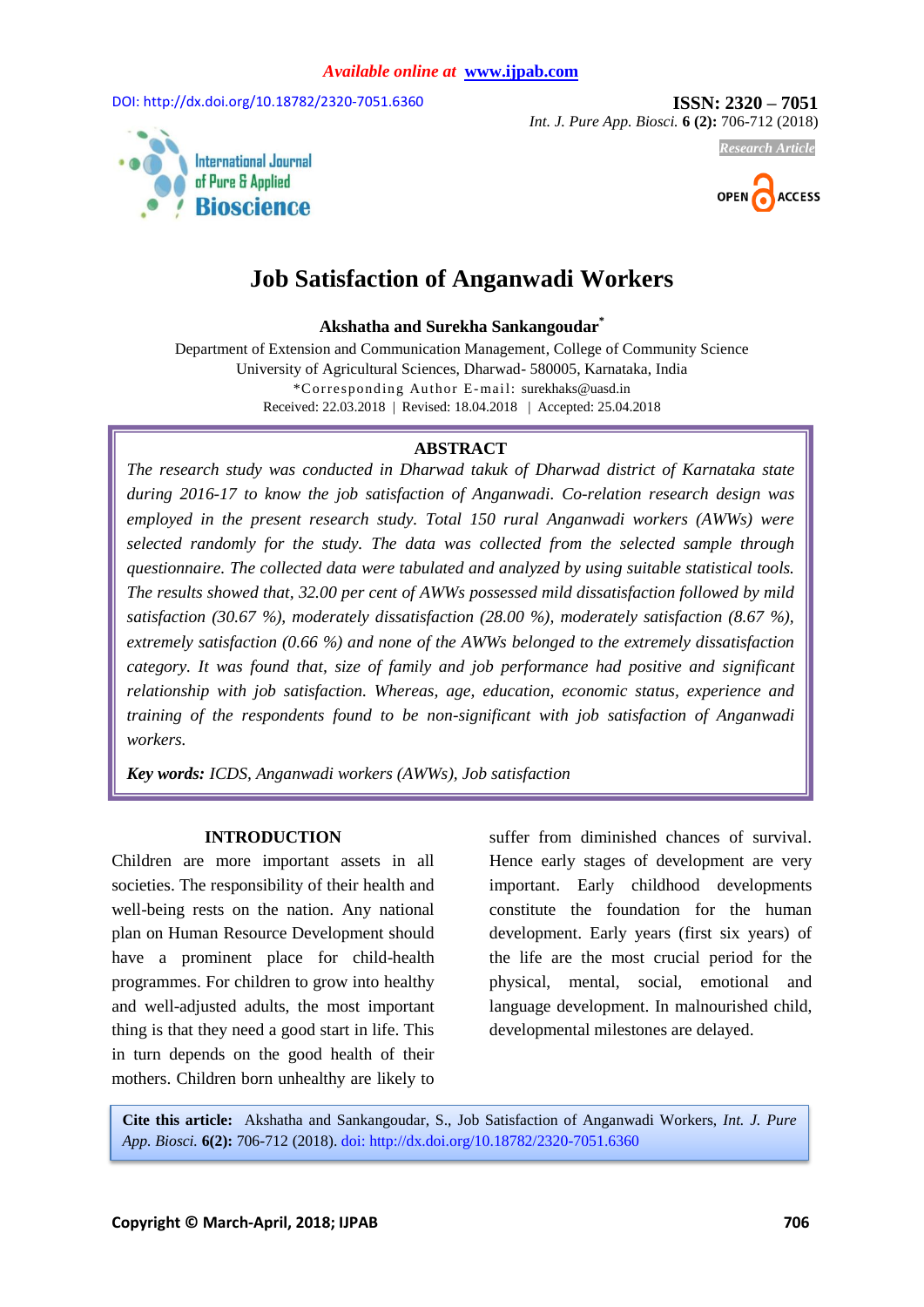Available online at www.ijpab.com

DOI: http://dx.doi.org/10.18782/2320-7051.6360

**ISSN: 2320 – 7051**
*Int. J. Pure App. Biosci.* **6 (2):** 706-712 (2018)

*Research Article*

# Job Satisfaction of Anganwadi Workers

**Akshatha and Surekha Sankangoudar***

Department of Extension and Communication Management, College of Community Science
University of Agricultural Sciences, Dharwad- 580005, Karnataka, India
*Corresponding Author E-mail: surekhaks@uasd.in
Received: 22.03.2018 | Revised: 18.04.2018 | Accepted: 25.04.2018

## ABSTRACT

*The research study was conducted in Dharwad takuk of Dharwad district of Karnataka state during 2016-17 to know the job satisfaction of Anganwadi. Co-relation research design was employed in the present research study. Total 150 rural Anganwadi workers (AWWs) were selected randomly for the study. The data was collected from the selected sample through questionnaire. The collected data were tabulated and analyzed by using suitable statistical tools. The results showed that, 32.00 per cent of AWWs possessed mild dissatisfaction followed by mild satisfaction (30.67 %), moderately dissatisfaction (28.00 %), moderately satisfaction (8.67 %), extremely satisfaction (0.66 %) and none of the AWWs belonged to the extremely dissatisfaction category. It was found that, size of family and job performance had positive and significant relationship with job satisfaction. Whereas, age, education, economic status, experience and training of the respondents found to be non-significant with job satisfaction of Anganwadi workers.*

***Key words:*** *ICDS, Anganwadi workers (AWWs), Job satisfaction*

## INTRODUCTION

Children are more important assets in all societies. The responsibility of their health and well-being rests on the nation. Any national plan on Human Resource Development should have a prominent place for child-health programmes. For children to grow into healthy and well-adjusted adults, the most important thing is that they need a good start in life. This in turn depends on the good health of their mothers. Children born unhealthy are likely to suffer from diminished chances of survival. Hence early stages of development are very important. Early childhood developments constitute the foundation for the human development. Early years (first six years) of the life are the most crucial period for the physical, mental, social, emotional and language development. In malnourished child, developmental milestones are delayed.

**Cite this article:** Akshatha and Sankangoudar, S., Job Satisfaction of Anganwadi Workers, *Int. J. Pure App. Biosci.* **6(2):** 706-712 (2018). doi: http://dx.doi.org/10.18782/2320-7051.6360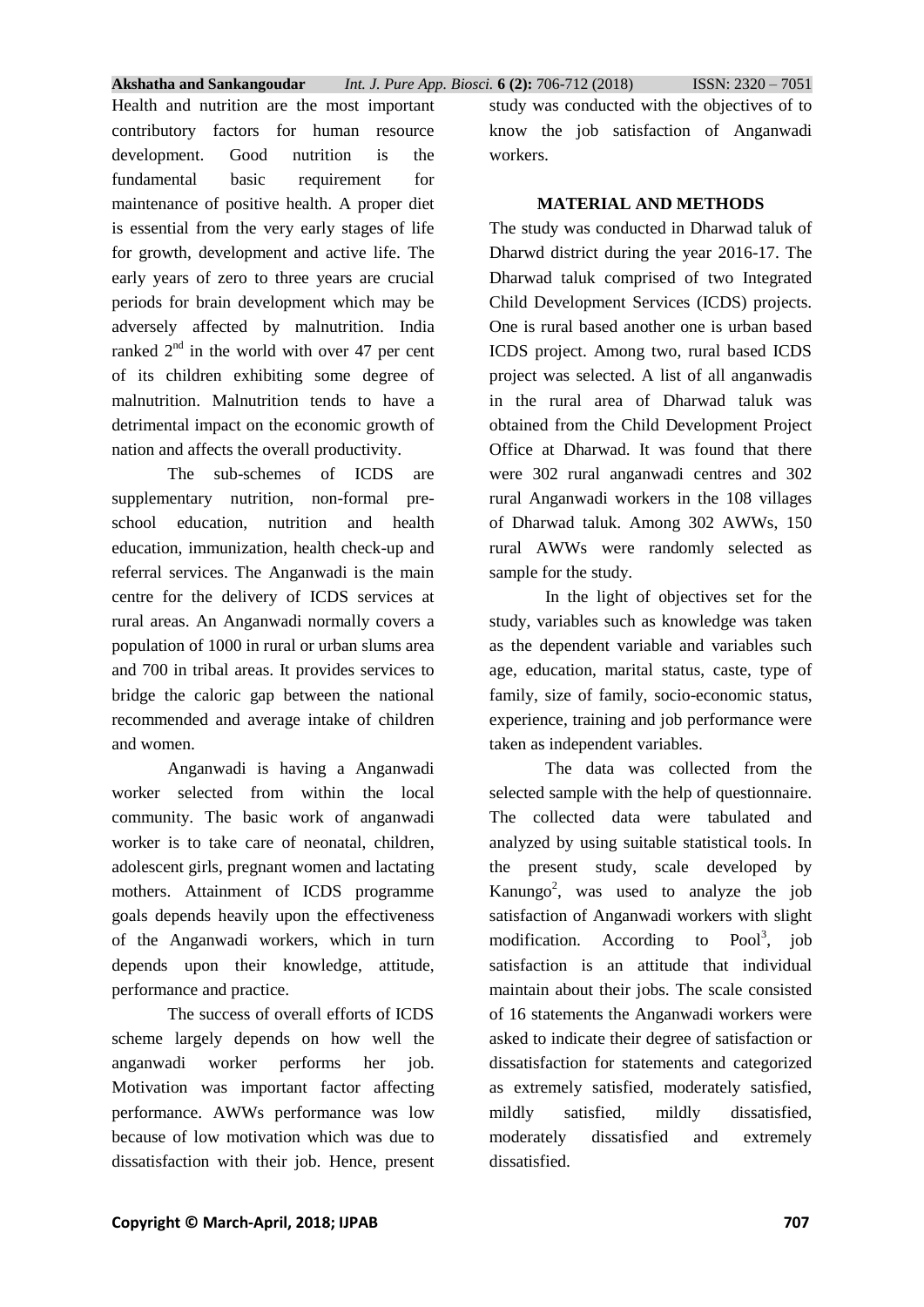Health and nutrition are the most important contributory factors for human resource development. Good nutrition is the fundamental basic requirement for maintenance of positive health. A proper diet is essential from the very early stages of life for growth, development and active life. The early years of zero to three years are crucial periods for brain development which may be adversely affected by malnutrition. India ranked 2nd in the world with over 47 per cent of its children exhibiting some degree of malnutrition. Malnutrition tends to have a detrimental impact on the economic growth of nation and affects the overall productivity.

The sub-schemes of ICDS are supplementary nutrition, non-formal pre-school education, nutrition and health education, immunization, health check-up and referral services. The Anganwadi is the main centre for the delivery of ICDS services at rural areas. An Anganwadi normally covers a population of 1000 in rural or urban slums area and 700 in tribal areas. It provides services to bridge the caloric gap between the national recommended and average intake of children and women.

Anganwadi is having a Anganwadi worker selected from within the local community. The basic work of anganwadi worker is to take care of neonatal, children, adolescent girls, pregnant women and lactating mothers. Attainment of ICDS programme goals depends heavily upon the effectiveness of the Anganwadi workers, which in turn depends upon their knowledge, attitude, performance and practice.

The success of overall efforts of ICDS scheme largely depends on how well the anganwadi worker performs her job. Motivation was important factor affecting performance. AWWs performance was low because of low motivation which was due to dissatisfaction with their job. Hence, present study was conducted with the objectives of to know the job satisfaction of Anganwadi workers.

## MATERIAL AND METHODS

The study was conducted in Dharwad taluk of Dharwd district during the year 2016-17. The Dharwad taluk comprised of two Integrated Child Development Services (ICDS) projects. One is rural based another one is urban based ICDS project. Among two, rural based ICDS project was selected. A list of all anganwadis in the rural area of Dharwad taluk was obtained from the Child Development Project Office at Dharwad. It was found that there were 302 rural anganwadi centres and 302 rural Anganwadi workers in the 108 villages of Dharwad taluk. Among 302 AWWs, 150 rural AWWs were randomly selected as sample for the study.

In the light of objectives set for the study, variables such as knowledge was taken as the dependent variable and variables such age, education, marital status, caste, type of family, size of family, socio-economic status, experience, training and job performance were taken as independent variables.

The data was collected from the selected sample with the help of questionnaire. The collected data were tabulated and analyzed by using suitable statistical tools. In the present study, scale developed by Kanungo[2], was used to analyze the job satisfaction of Anganwadi workers with slight modification. According to Pool[3], job satisfaction is an attitude that individual maintain about their jobs. The scale consisted of 16 statements the Anganwadi workers were asked to indicate their degree of satisfaction or dissatisfaction for statements and categorized as extremely satisfied, moderately satisfied, mildly satisfied, mildly dissatisfied, moderately dissatisfied and extremely dissatisfied.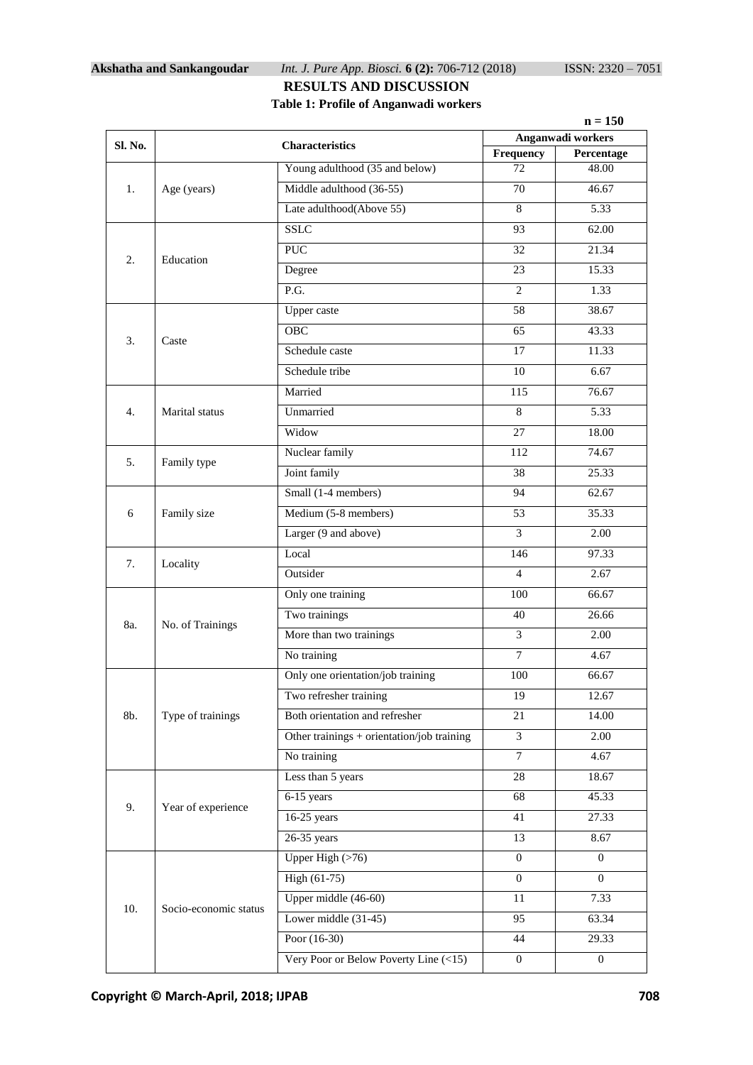## RESULTS AND DISCUSSION

**Table 1: Profile of Anganwadi workers**

**n = 150**

| Sl. No. | Characteristics | | Anganwadi workers | |
|---|---|---|---|---|
| | | | Frequency | Percentage |
| 1. | Age (years) | Young adulthood (35 and below) | 72 | 48.00 |
| | | Middle adulthood (36-55) | 70 | 46.67 |
| | | Late adulthood(Above 55) | 8 | 5.33 |
| 2. | Education | SSLC | 93 | 62.00 |
| | | PUC | 32 | 21.34 |
| | | Degree | 23 | 15.33 |
| | | P.G. | 2 | 1.33 |
| 3. | Caste | Upper caste | 58 | 38.67 |
| | | OBC | 65 | 43.33 |
| | | Schedule caste | 17 | 11.33 |
| | | Schedule tribe | 10 | 6.67 |
| 4. | Marital status | Married | 115 | 76.67 |
| | | Unmarried | 8 | 5.33 |
| | | Widow | 27 | 18.00 |
| 5. | Family type | Nuclear family | 112 | 74.67 |
| | | Joint family | 38 | 25.33 |
| 6 | Family size | Small (1-4 members) | 94 | 62.67 |
| | | Medium (5-8 members) | 53 | 35.33 |
| | | Larger (9 and above) | 3 | 2.00 |
| 7. | Locality | Local | 146 | 97.33 |
| | | Outsider | 4 | 2.67 |
| 8a. | No. of Trainings | Only one training | 100 | 66.67 |
| | | Two trainings | 40 | 26.66 |
| | | More than two trainings | 3 | 2.00 |
| | | No training | 7 | 4.67 |
| 8b. | Type of trainings | Only one orientation/job training | 100 | 66.67 |
| | | Two refresher training | 19 | 12.67 |
| | | Both orientation and refresher | 21 | 14.00 |
| | | Other trainings + orientation/job training | 3 | 2.00 |
| | | No training | 7 | 4.67 |
| 9. | Year of experience | Less than 5 years | 28 | 18.67 |
| | | 6-15 years | 68 | 45.33 |
| | | 16-25 years | 41 | 27.33 |
| | | 26-35 years | 13 | 8.67 |
| 10. | Socio-economic status | Upper High (>76) | 0 | 0 |
| | | High (61-75) | 0 | 0 |
| | | Upper middle (46-60) | 11 | 7.33 |
| | | Lower middle (31-45) | 95 | 63.34 |
| | | Poor (16-30) | 44 | 29.33 |
| | | Very Poor or Below Poverty Line (<15) | 0 | 0 |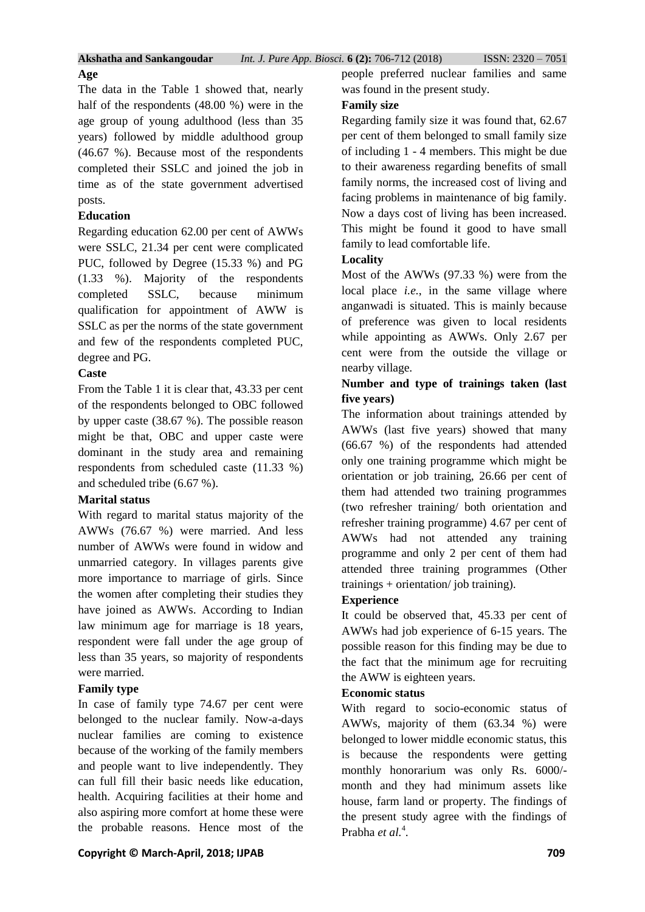**Age**

The data in the Table 1 showed that, nearly half of the respondents (48.00 %) were in the age group of young adulthood (less than 35 years) followed by middle adulthood group (46.67 %). Because most of the respondents completed their SSLC and joined the job in time as of the state government advertised posts.

**Education**

Regarding education 62.00 per cent of AWWs were SSLC, 21.34 per cent were complicated PUC, followed by Degree (15.33 %) and PG (1.33 %). Majority of the respondents completed SSLC, because minimum qualification for appointment of AWW is SSLC as per the norms of the state government and few of the respondents completed PUC, degree and PG.

**Caste**

From the Table 1 it is clear that, 43.33 per cent of the respondents belonged to OBC followed by upper caste (38.67 %). The possible reason might be that, OBC and upper caste were dominant in the study area and remaining respondents from scheduled caste (11.33 %) and scheduled tribe (6.67 %).

**Marital status**

With regard to marital status majority of the AWWs (76.67 %) were married. And less number of AWWs were found in widow and unmarried category. In villages parents give more importance to marriage of girls. Since the women after completing their studies they have joined as AWWs. According to Indian law minimum age for marriage is 18 years, respondent were fall under the age group of less than 35 years, so majority of respondents were married.

**Family type**

In case of family type 74.67 per cent were belonged to the nuclear family. Now-a-days nuclear families are coming to existence because of the working of the family members and people want to live independently. They can full fill their basic needs like education, health. Acquiring facilities at their home and also aspiring more comfort at home these were the probable reasons. Hence most of the people preferred nuclear families and same was found in the present study.

**Family size**

Regarding family size it was found that, 62.67 per cent of them belonged to small family size of including 1 - 4 members. This might be due to their awareness regarding benefits of small family norms, the increased cost of living and facing problems in maintenance of big family. Now a days cost of living has been increased. This might be found it good to have small family to lead comfortable life.

**Locality**

Most of the AWWs (97.33 %) were from the local place *i.e.*, in the same village where anganwadi is situated. This is mainly because of preference was given to local residents while appointing as AWWs. Only 2.67 per cent were from the outside the village or nearby village.

**Number and type of trainings taken (last five years)**

The information about trainings attended by AWWs (last five years) showed that many (66.67 %) of the respondents had attended only one training programme which might be orientation or job training, 26.66 per cent of them had attended two training programmes (two refresher training/ both orientation and refresher training programme) 4.67 per cent of AWWs had not attended any training programme and only 2 per cent of them had attended three training programmes (Other trainings + orientation/ job training).

**Experience**

It could be observed that, 45.33 per cent of AWWs had job experience of 6-15 years. The possible reason for this finding may be due to the fact that the minimum age for recruiting the AWW is eighteen years.

**Economic status**

With regard to socio-economic status of AWWs, majority of them (63.34 %) were belonged to lower middle economic status, this is because the respondents were getting monthly honorarium was only Rs. 6000/- month and they had minimum assets like house, farm land or property. The findings of the present study agree with the findings of Prabha *et al.*[4].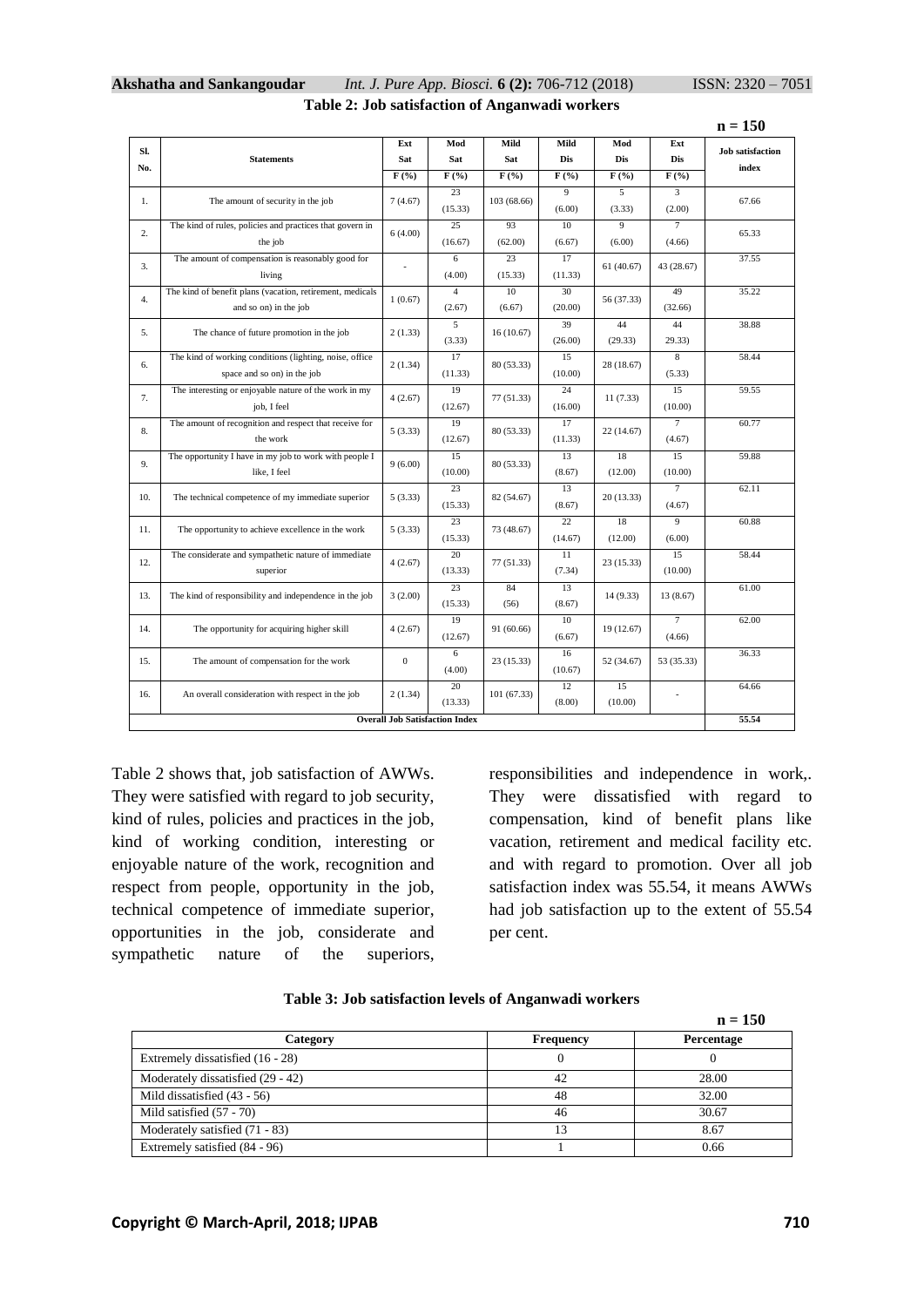**Table 2: Job satisfaction of Anganwadi workers**

n = 150

| Sl. No. | Statements | Ext Sat F (%) | Mod Sat F (%) | Mild Sat F (%) | Mild Dis F (%) | Mod Dis F (%) | Ext Dis F (%) | Job satisfaction index |
|---|---|---|---|---|---|---|---|---|
| 1. | The amount of security in the job | 7 (4.67) | 23 (15.33) | 103 (68.66) | 9 (6.00) | 5 (3.33) | 3 (2.00) | 67.66 |
| 2. | The kind of rules, policies and practices that govern in the job | 6 (4.00) | 25 (16.67) | 93 (62.00) | 10 (6.67) | 9 (6.00) | 7 (4.66) | 65.33 |
| 3. | The amount of compensation is reasonably good for living | - | 6 (4.00) | 23 (15.33) | 17 (11.33) | 61 (40.67) | 43 (28.67) | 37.55 |
| 4. | The kind of benefit plans (vacation, retirement, medicals and so on) in the job | 1 (0.67) | 4 (2.67) | 10 (6.67) | 30 (20.00) | 56 (37.33) | 49 (32.66) | 35.22 |
| 5. | The chance of future promotion in the job | 2 (1.33) | 5 (3.33) | 16 (10.67) | 39 (26.00) | 44 (29.33) | 44 29.33) | 38.88 |
| 6. | The kind of working conditions (lighting, noise, office space and so on) in the job | 2 (1.34) | 17 (11.33) | 80 (53.33) | 15 (10.00) | 28 (18.67) | 8 (5.33) | 58.44 |
| 7. | The interesting or enjoyable nature of the work in my job, I feel | 4 (2.67) | 19 (12.67) | 77 (51.33) | 24 (16.00) | 11 (7.33) | 15 (10.00) | 59.55 |
| 8. | The amount of recognition and respect that receive for the work | 5 (3.33) | 19 (12.67) | 80 (53.33) | 17 (11.33) | 22 (14.67) | 7 (4.67) | 60.77 |
| 9. | The opportunity I have in my job to work with people I like, I feel | 9 (6.00) | 15 (10.00) | 80 (53.33) | 13 (8.67) | 18 (12.00) | 15 (10.00) | 59.88 |
| 10. | The technical competence of my immediate superior | 5 (3.33) | 23 (15.33) | 82 (54.67) | 13 (8.67) | 20 (13.33) | 7 (4.67) | 62.11 |
| 11. | The opportunity to achieve excellence in the work | 5 (3.33) | 23 (15.33) | 73 (48.67) | 22 (14.67) | 18 (12.00) | 9 (6.00) | 60.88 |
| 12. | The considerate and sympathetic nature of immediate superior | 4 (2.67) | 20 (13.33) | 77 (51.33) | 11 (7.34) | 23 (15.33) | 15 (10.00) | 58.44 |
| 13. | The kind of responsibility and independence in the job | 3 (2.00) | 23 (15.33) | 84 (56) | 13 (8.67) | 14 (9.33) | 13 (8.67) | 61.00 |
| 14. | The opportunity for acquiring higher skill | 4 (2.67) | 19 (12.67) | 91 (60.66) | 10 (6.67) | 19 (12.67) | 7 (4.66) | 62.00 |
| 15. | The amount of compensation for the work | 0 | 6 (4.00) | 23 (15.33) | 16 (10.67) | 52 (34.67) | 53 (35.33) | 36.33 |
| 16. | An overall consideration with respect in the job | 2 (1.34) | 20 (13.33) | 101 (67.33) | 12 (8.00) | 15 (10.00) | - | 64.66 |
| | **Overall Job Satisfaction Index** | | | | | | | **55.54** |

Table 2 shows that, job satisfaction of AWWs. They were satisfied with regard to job security, kind of rules, policies and practices in the job, kind of working condition, interesting or enjoyable nature of the work, recognition and respect from people, opportunity in the job, technical competence of immediate superior, opportunities in the job, considerate and sympathetic nature of the superiors, responsibilities and independence in work,. They were dissatisfied with regard to compensation, kind of benefit plans like vacation, retirement and medical facility etc. and with regard to promotion. Over all job satisfaction index was 55.54, it means AWWs had job satisfaction up to the extent of 55.54 per cent.

**Table 3: Job satisfaction levels of Anganwadi workers**

n = 150

| Category | Frequency | Percentage |
|---|---|---|
| Extremely dissatisfied (16 - 28) | 0 | 0 |
| Moderately dissatisfied (29 - 42) | 42 | 28.00 |
| Mild dissatisfied (43 - 56) | 48 | 32.00 |
| Mild satisfied (57 - 70) | 46 | 30.67 |
| Moderately satisfied (71 - 83) | 13 | 8.67 |
| Extremely satisfied (84 - 96) | 1 | 0.66 |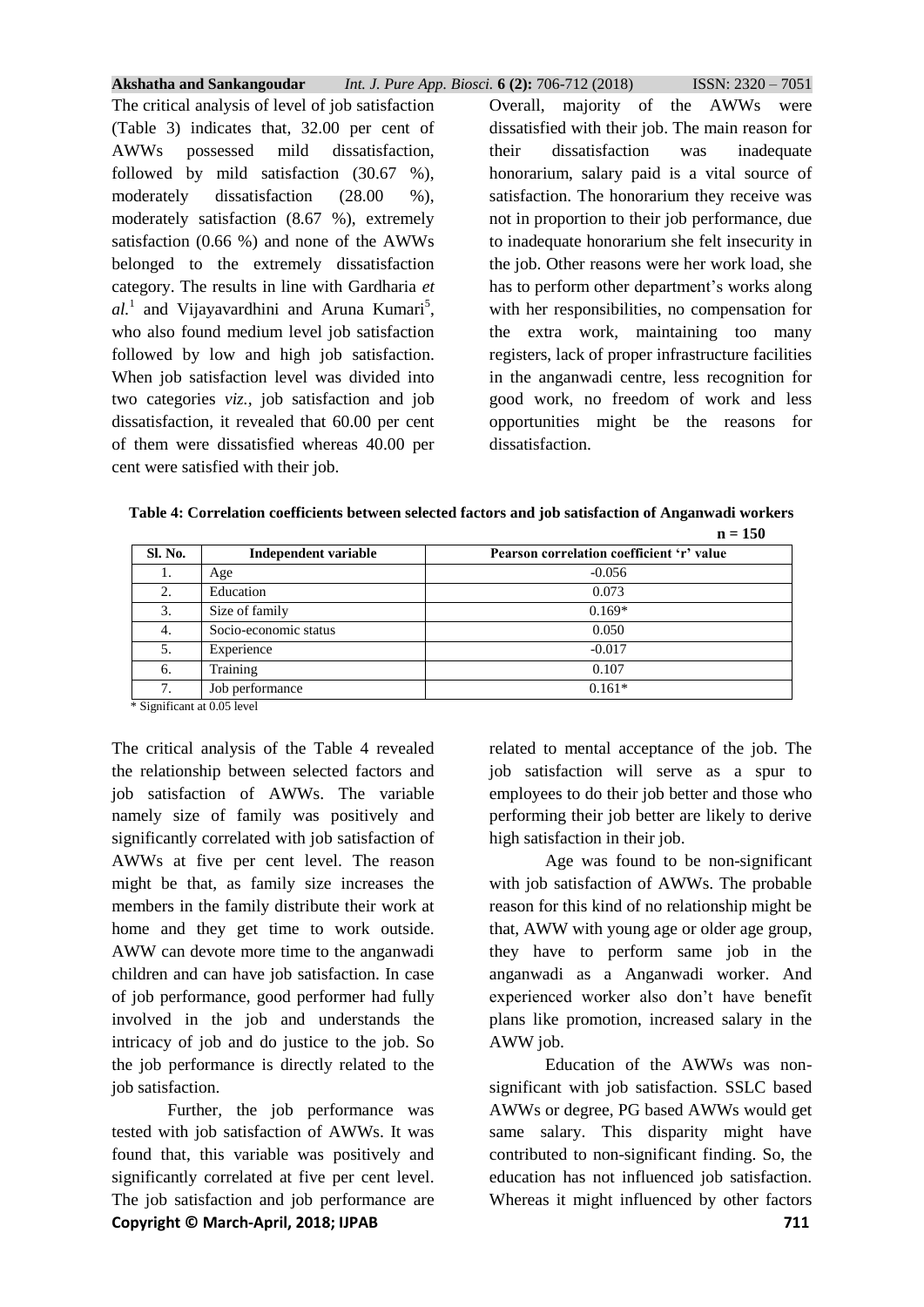The critical analysis of level of job satisfaction (Table 3) indicates that, 32.00 per cent of AWWs possessed mild dissatisfaction, followed by mild satisfaction (30.67 %), moderately dissatisfaction (28.00 %), moderately satisfaction (8.67 %), extremely satisfaction (0.66 %) and none of the AWWs belonged to the extremely dissatisfaction category. The results in line with Gardharia *et al.*[1] and Vijayavardhini and Aruna Kumari[5], who also found medium level job satisfaction followed by low and high job satisfaction. When job satisfaction level was divided into two categories *viz.*, job satisfaction and job dissatisfaction, it revealed that 60.00 per cent of them were dissatisfied whereas 40.00 per cent were satisfied with their job.

Overall, majority of the AWWs were dissatisfied with their job. The main reason for their dissatisfaction was inadequate honorarium, salary paid is a vital source of satisfaction. The honorarium they receive was not in proportion to their job performance, due to inadequate honorarium she felt insecurity in the job. Other reasons were her work load, she has to perform other department's works along with her responsibilities, no compensation for the extra work, maintaining too many registers, lack of proper infrastructure facilities in the anganwadi centre, less recognition for good work, no freedom of work and less opportunities might be the reasons for dissatisfaction.

**Table 4: Correlation coefficients between selected factors and job satisfaction of Anganwadi workers**

**n = 150**

| Sl. No. | Independent variable | Pearson correlation coefficient 'r' value |
|---|---|---|
| 1. | Age | -0.056 |
| 2. | Education | 0.073 |
| 3. | Size of family | 0.169* |
| 4. | Socio-economic status | 0.050 |
| 5. | Experience | -0.017 |
| 6. | Training | 0.107 |
| 7. | Job performance | 0.161* |

\* Significant at 0.05 level

The critical analysis of the Table 4 revealed the relationship between selected factors and job satisfaction of AWWs. The variable namely size of family was positively and significantly correlated with job satisfaction of AWWs at five per cent level. The reason might be that, as family size increases the members in the family distribute their work at home and they get time to work outside. AWW can devote more time to the anganwadi children and can have job satisfaction. In case of job performance, good performer had fully involved in the job and understands the intricacy of job and do justice to the job. So the job performance is directly related to the job satisfaction.

Further, the job performance was tested with job satisfaction of AWWs. It was found that, this variable was positively and significantly correlated at five per cent level. The job satisfaction and job performance are related to mental acceptance of the job. The job satisfaction will serve as a spur to employees to do their job better and those who performing their job better are likely to derive high satisfaction in their job.

Age was found to be non-significant with job satisfaction of AWWs. The probable reason for this kind of no relationship might be that, AWW with young age or older age group, they have to perform same job in the anganwadi as a Anganwadi worker. And experienced worker also don't have benefit plans like promotion, increased salary in the AWW job.

Education of the AWWs was non-significant with job satisfaction. SSLC based AWWs or degree, PG based AWWs would get same salary. This disparity might have contributed to non-significant finding. So, the education has not influenced job satisfaction. Whereas it might influenced by other factors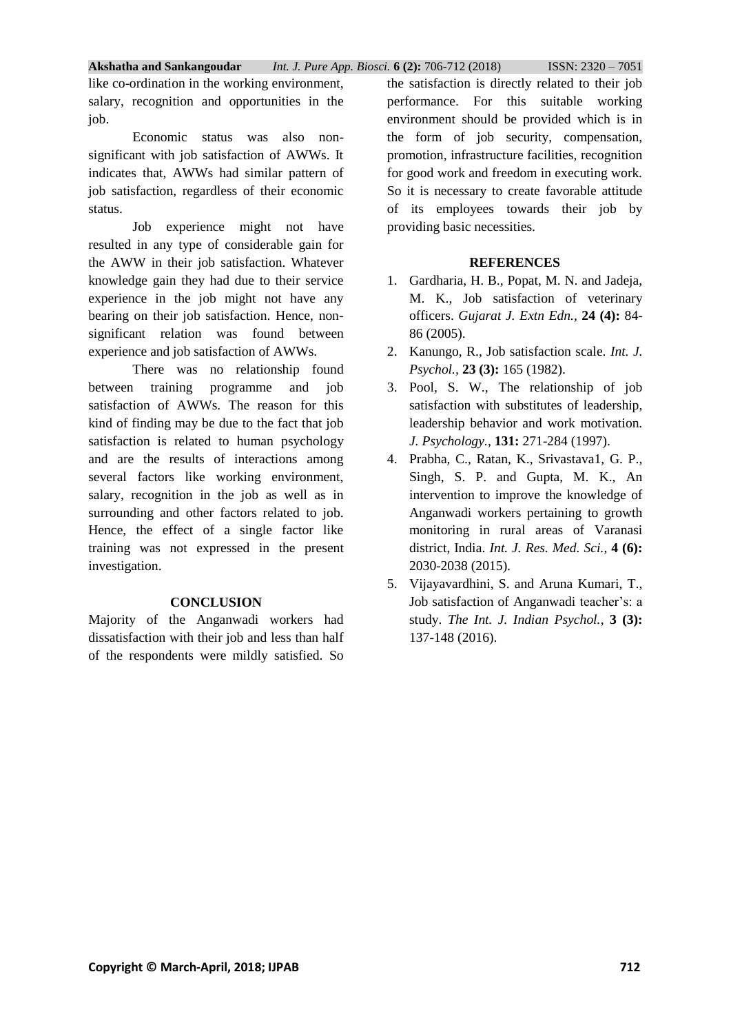like co-ordination in the working environment, salary, recognition and opportunities in the job.

Economic status was also non-significant with job satisfaction of AWWs. It indicates that, AWWs had similar pattern of job satisfaction, regardless of their economic status.

Job experience might not have resulted in any type of considerable gain for the AWW in their job satisfaction. Whatever knowledge gain they had due to their service experience in the job might not have any bearing on their job satisfaction. Hence, non-significant relation was found between experience and job satisfaction of AWWs.

There was no relationship found between training programme and job satisfaction of AWWs. The reason for this kind of finding may be due to the fact that job satisfaction is related to human psychology and are the results of interactions among several factors like working environment, salary, recognition in the job as well as in surrounding and other factors related to job. Hence, the effect of a single factor like training was not expressed in the present investigation.

## CONCLUSION

Majority of the Anganwadi workers had dissatisfaction with their job and less than half of the respondents were mildly satisfied. So the satisfaction is directly related to their job performance. For this suitable working environment should be provided which is in the form of job security, compensation, promotion, infrastructure facilities, recognition for good work and freedom in executing work. So it is necessary to create favorable attitude of its employees towards their job by providing basic necessities.

## REFERENCES

1. Gardharia, H. B., Popat, M. N. and Jadeja, M. K., Job satisfaction of veterinary officers. *Gujarat J. Extn Edn.,* **24 (4):** 84-86 (2005).
2. Kanungo, R., Job satisfaction scale. *Int. J. Psychol.,* **23 (3):** 165 (1982).
3. Pool, S. W., The relationship of job satisfaction with substitutes of leadership, leadership behavior and work motivation. *J. Psychology.,* **131:** 271-284 (1997).
4. Prabha, C., Ratan, K., Srivastava1, G. P., Singh, S. P. and Gupta, M. K., An intervention to improve the knowledge of Anganwadi workers pertaining to growth monitoring in rural areas of Varanasi district, India. *Int. J. Res. Med. Sci.,* **4 (6):** 2030-2038 (2015).
5. Vijayavardhini, S. and Aruna Kumari, T., Job satisfaction of Anganwadi teacher's: a study. *The Int. J. Indian Psychol.,* **3 (3):** 137-148 (2016).